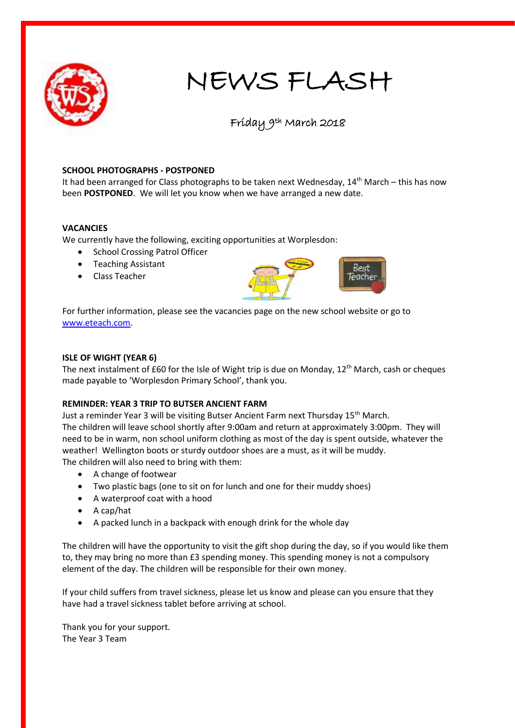# NEWS FLASH

Friday 9th March 2018

**SCHOOL PHOTOGRAPHS - POSTPONED**
It had been arranged for Class photographs to be taken next Wednesday, 14th March – this has now been **POSTPONED**. We will let you know when we have arranged a new date.

**VACANCIES**
We currently have the following, exciting opportunities at Worplesdon:

- School Crossing Patrol Officer
- Teaching Assistant
- Class Teacher

For further information, please see the vacancies page on the new school website or go to www.eteach.com.

**ISLE OF WIGHT (YEAR 6)**
The next instalment of £60 for the Isle of Wight trip is due on Monday, 12th March, cash or cheques made payable to 'Worplesdon Primary School', thank you.

**REMINDER: YEAR 3 TRIP TO BUTSER ANCIENT FARM**
Just a reminder Year 3 will be visiting Butser Ancient Farm next Thursday 15th March.
The children will leave school shortly after 9:00am and return at approximately 3:00pm. They will need to be in warm, non school uniform clothing as most of the day is spent outside, whatever the weather! Wellington boots or sturdy outdoor shoes are a must, as it will be muddy.
The children will also need to bring with them:

- A change of footwear
- Two plastic bags (one to sit on for lunch and one for their muddy shoes)
- A waterproof coat with a hood
- A cap/hat
- A packed lunch in a backpack with enough drink for the whole day

The children will have the opportunity to visit the gift shop during the day, so if you would like them to, they may bring no more than £3 spending money. This spending money is not a compulsory element of the day. The children will be responsible for their own money.

If your child suffers from travel sickness, please let us know and please can you ensure that they have had a travel sickness tablet before arriving at school.

Thank you for your support.
The Year 3 Team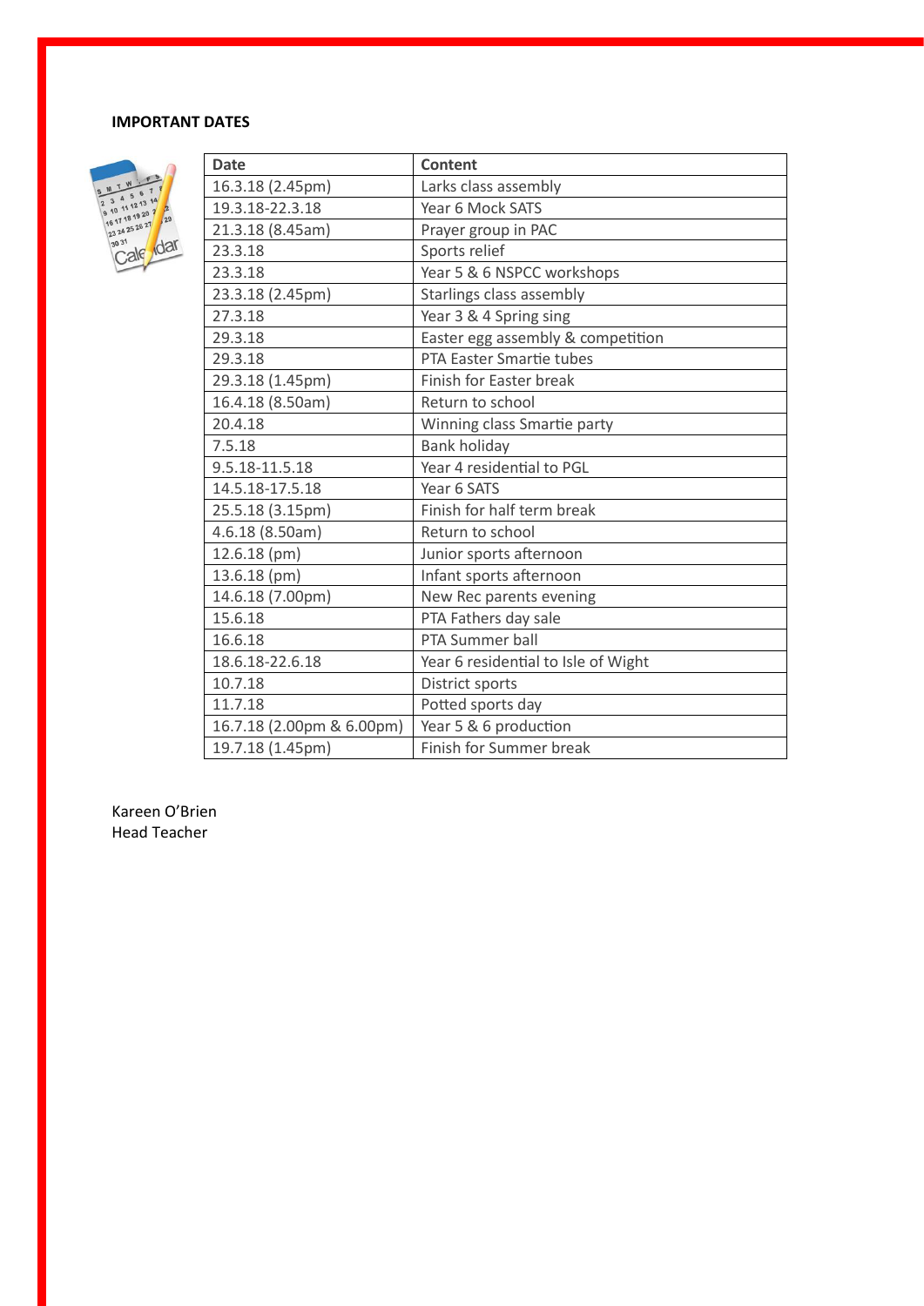**IMPORTANT DATES**

| Date | Content |
|---|---|
| 16.3.18 (2.45pm) | Larks class assembly |
| 19.3.18-22.3.18 | Year 6 Mock SATS |
| 21.3.18 (8.45am) | Prayer group in PAC |
| 23.3.18 | Sports relief |
| 23.3.18 | Year 5 & 6 NSPCC workshops |
| 23.3.18 (2.45pm) | Starlings class assembly |
| 27.3.18 | Year 3 & 4 Spring sing |
| 29.3.18 | Easter egg assembly & competition |
| 29.3.18 | PTA Easter Smartie tubes |
| 29.3.18 (1.45pm) | Finish for Easter break |
| 16.4.18 (8.50am) | Return to school |
| 20.4.18 | Winning class Smartie party |
| 7.5.18 | Bank holiday |
| 9.5.18-11.5.18 | Year 4 residential to PGL |
| 14.5.18-17.5.18 | Year 6 SATS |
| 25.5.18 (3.15pm) | Finish for half term break |
| 4.6.18 (8.50am) | Return to school |
| 12.6.18 (pm) | Junior sports afternoon |
| 13.6.18 (pm) | Infant sports afternoon |
| 14.6.18 (7.00pm) | New Rec parents evening |
| 15.6.18 | PTA Fathers day sale |
| 16.6.18 | PTA Summer ball |
| 18.6.18-22.6.18 | Year 6 residential to Isle of Wight |
| 10.7.18 | District sports |
| 11.7.18 | Potted sports day |
| 16.7.18 (2.00pm & 6.00pm) | Year 5 & 6 production |
| 19.7.18 (1.45pm) | Finish for Summer break |

Kareen O'Brien
Head Teacher